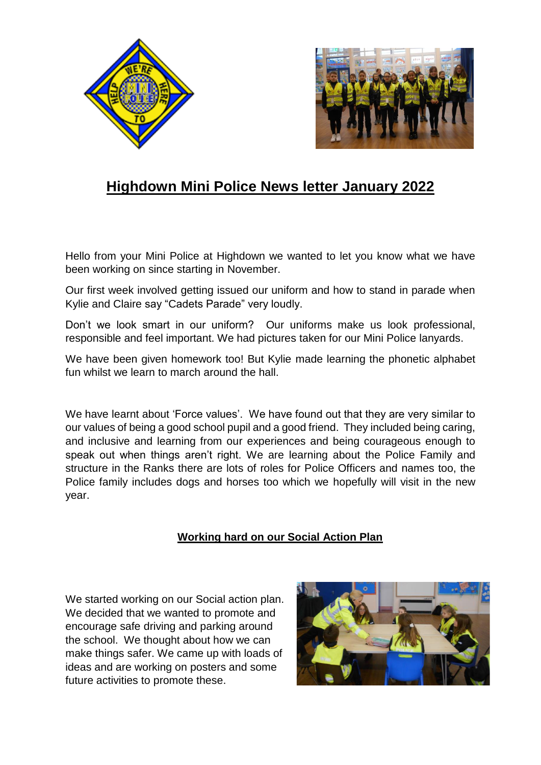# Highdown Mini Police News letter January 2022

Hello from your Mini Police at Highdown we wanted to let you know what we have been working on since starting in November.

Our first week involved getting issued our uniform and how to stand in parade when Kylie and Claire say "Cadets Parade" very loudly.

Don't we look smart in our uniform? Our uniforms make us look professional, responsible and feel important. We had pictures taken for our Mini Police lanyards.

We have been given homework too! But Kylie made learning the phonetic alphabet fun whilst we learn to march around the hall.

We have learnt about 'Force values'. We have found out that they are very similar to our values of being a good school pupil and a good friend. They included being caring, and inclusive and learning from our experiences and being courageous enough to speak out when things aren't right. We are learning about the Police Family and structure in the Ranks there are lots of roles for Police Officers and names too, the Police family includes dogs and horses too which we hopefully will visit in the new year.

## Working hard on our Social Action Plan

We started working on our Social action plan. We decided that we wanted to promote and encourage safe driving and parking around the school. We thought about how we can make things safer. We came up with loads of ideas and are working on posters and some future activities to promote these.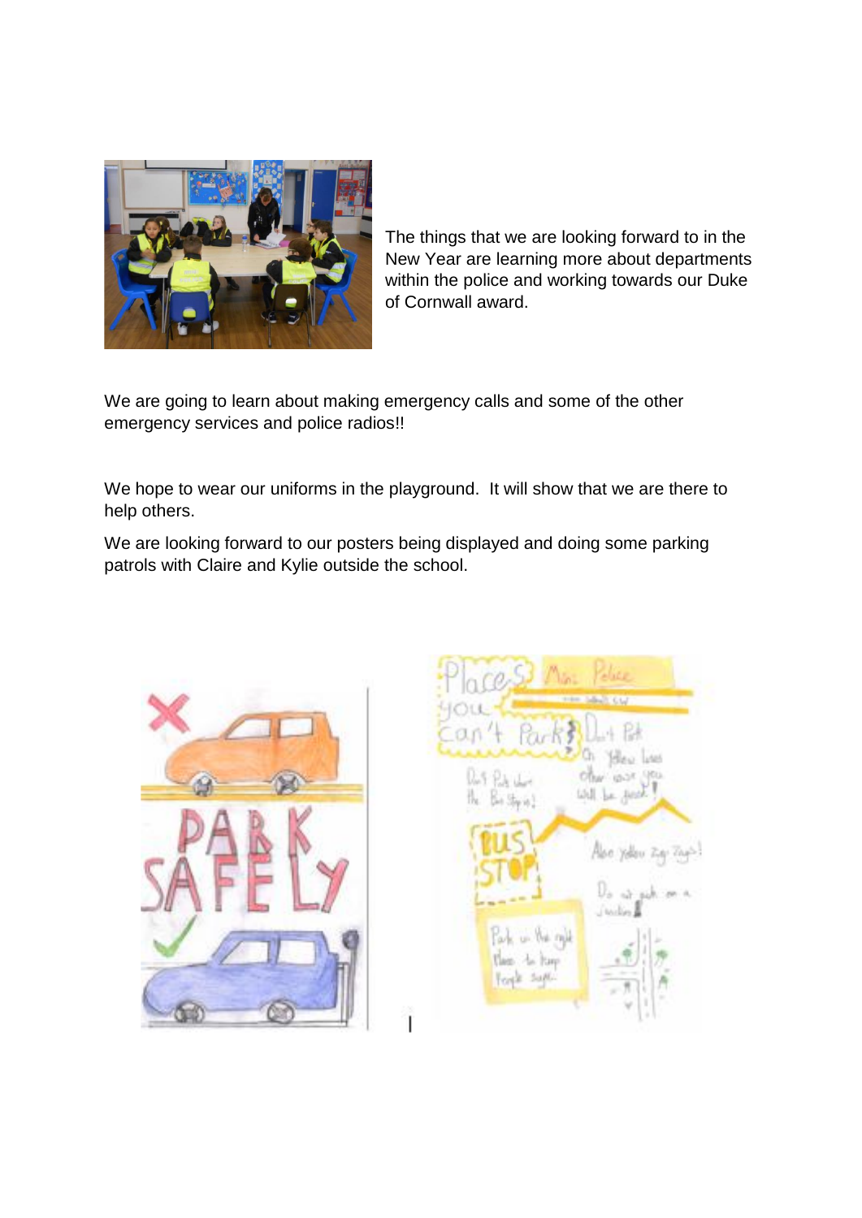The things that we are looking forward to in the New Year are learning more about departments within the police and working towards our Duke of Cornwall award.

We are going to learn about making emergency calls and some of the other emergency services and police radios!!

We hope to wear our uniforms in the playground. It will show that we are there to help others.

We are looking forward to our posters being displayed and doing some parking patrols with Claire and Kylie outside the school.